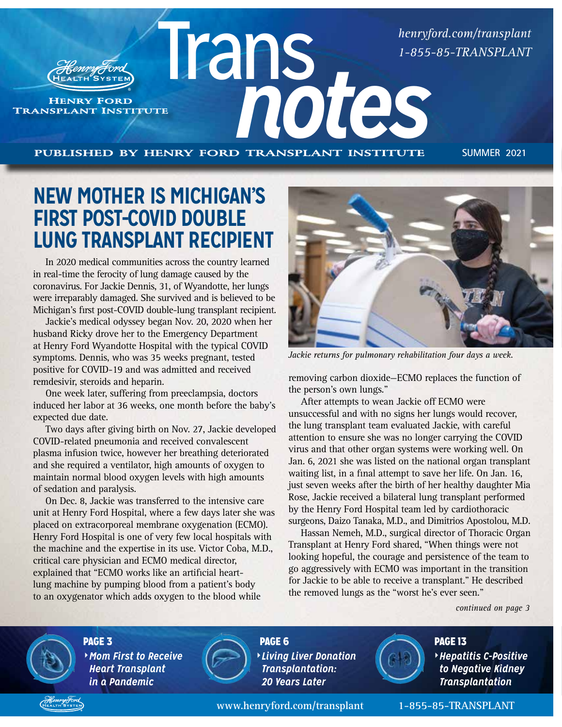henryford.com/transplant
1-855-85-TRANSPLANT

Henry Ford Health System
HENRY FORD TRANSPLANT INSTITUTE

# Trans*notes*

PUBLISHED BY HENRY FORD TRANSPLANT INSTITUTE — SUMMER 2021

## NEW MOTHER IS MICHIGAN'S FIRST POST-COVID DOUBLE LUNG TRANSPLANT RECIPIENT

In 2020 medical communities across the country learned in real-time the ferocity of lung damage caused by the coronavirus. For Jackie Dennis, 31, of Wyandotte, her lungs were irreparably damaged. She survived and is believed to be Michigan's first post-COVID double-lung transplant recipient.

Jackie's medical odyssey began Nov. 20, 2020 when her husband Ricky drove her to the Emergency Department at Henry Ford Wyandotte Hospital with the typical COVID symptoms. Dennis, who was 35 weeks pregnant, tested positive for COVID-19 and was admitted and received remdesivir, steroids and heparin.

One week later, suffering from preeclampsia, doctors induced her labor at 36 weeks, one month before the baby's expected due date.

Two days after giving birth on Nov. 27, Jackie developed COVID-related pneumonia and received convalescent plasma infusion twice, however her breathing deteriorated and she required a ventilator, high amounts of oxygen to maintain normal blood oxygen levels with high amounts of sedation and paralysis.

On Dec. 8, Jackie was transferred to the intensive care unit at Henry Ford Hospital, where a few days later she was placed on extracorporeal membrane oxygenation (ECMO). Henry Ford Hospital is one of very few local hospitals with the machine and the expertise in its use. Victor Coba, M.D., critical care physician and ECMO medical director, explained that "ECMO works like an artificial heart-lung machine by pumping blood from a patient's body to an oxygenator which adds oxygen to the blood while removing carbon dioxide—ECMO replaces the function of the person's own lungs."

*Jackie returns for pulmonary rehabilitation four days a week.*

After attempts to wean Jackie off ECMO were unsuccessful and with no signs her lungs would recover, the lung transplant team evaluated Jackie, with careful attention to ensure she was no longer carrying the COVID virus and that other organ systems were working well. On Jan. 6, 2021 she was listed on the national organ transplant waiting list, in a final attempt to save her life. On Jan. 16, just seven weeks after the birth of her healthy daughter Mia Rose, Jackie received a bilateral lung transplant performed by the Henry Ford Hospital team led by cardiothoracic surgeons, Daizo Tanaka, M.D., and Dimitrios Apostolou, M.D.

Hassan Nemeh, M.D., surgical director of Thoracic Organ Transplant at Henry Ford shared, "When things were not looking hopeful, the courage and persistence of the team to go aggressively with ECMO was important in the transition for Jackie to be able to receive a transplant." He described the removed lungs as the "worst he's ever seen."

*continued on page 3*

**PAGE 3** — *Mom First to Receive Heart Transplant in a Pandemic*

**PAGE 6** — *Living Liver Donation Transplantation: 20 Years Later*

**PAGE 13** — *Hepatitis C-Positive to Negative Kidney Transplantation*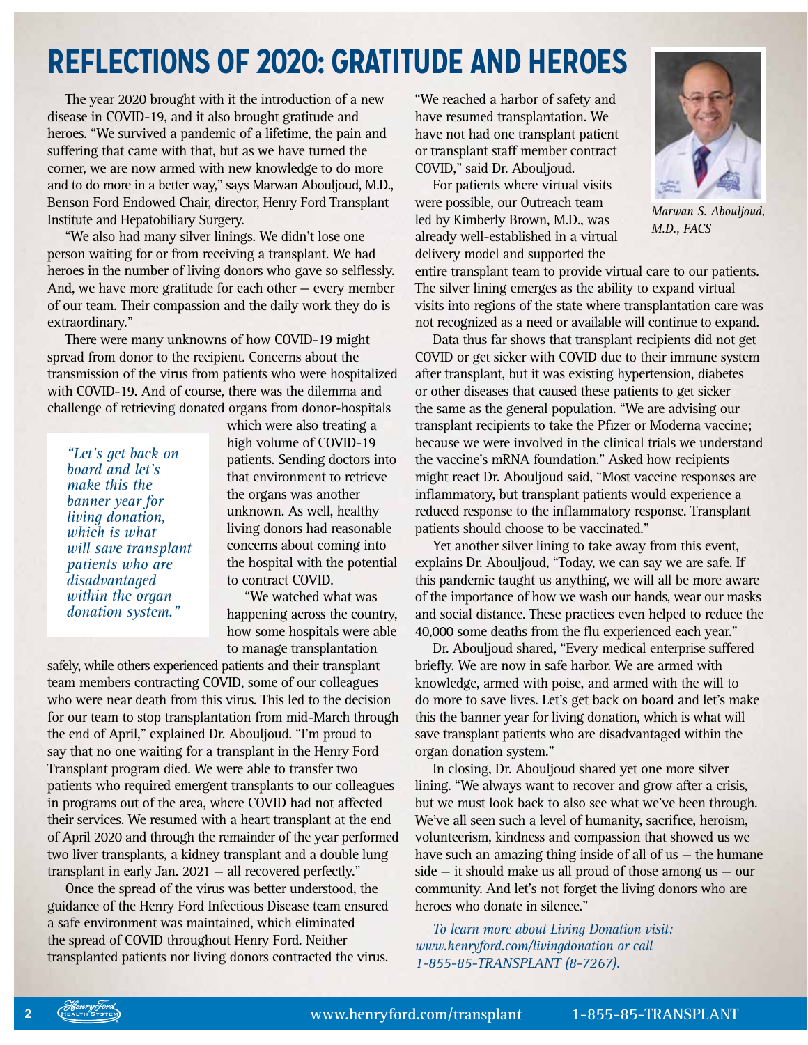# REFLECTIONS OF 2020: GRATITUDE AND HEROES

The year 2020 brought with it the introduction of a new disease in COVID-19, and it also brought gratitude and heroes. "We survived a pandemic of a lifetime, the pain and suffering that came with that, but as we have turned the corner, we are now armed with new knowledge to do more and to do more in a better way," says Marwan Abouljoud, M.D., Benson Ford Endowed Chair, director, Henry Ford Transplant Institute and Hepatobiliary Surgery.

"We also had many silver linings. We didn't lose one person waiting for or from receiving a transplant. We had heroes in the number of living donors who gave so selflessly. And, we have more gratitude for each other – every member of our team. Their compassion and the daily work they do is extraordinary."

There were many unknowns of how COVID-19 might spread from donor to the recipient. Concerns about the transmission of the virus from patients who were hospitalized with COVID-19. And of course, there was the dilemma and challenge of retrieving donated organs from donor-hospitals which were also treating a high volume of COVID-19 patients. Sending doctors into that environment to retrieve the organs was another unknown. As well, healthy living donors had reasonable concerns about coming into the hospital with the potential to contract COVID.

> *"Let's get back on board and let's make this the banner year for living donation, which is what will save transplant patients who are disadvantaged within the organ donation system."*

"We watched what was happening across the country, how some hospitals were able to manage transplantation safely, while others experienced patients and their transplant team members contracting COVID, some of our colleagues who were near death from this virus. This led to the decision for our team to stop transplantation from mid-March through the end of April," explained Dr. Abouljoud. "I'm proud to say that no one waiting for a transplant in the Henry Ford Transplant program died. We were able to transfer two patients who required emergent transplants to our colleagues in programs out of the area, where COVID had not affected their services. We resumed with a heart transplant at the end of April 2020 and through the remainder of the year performed two liver transplants, a kidney transplant and a double lung transplant in early Jan. 2021 – all recovered perfectly."

Once the spread of the virus was better understood, the guidance of the Henry Ford Infectious Disease team ensured a safe environment was maintained, which eliminated the spread of COVID throughout Henry Ford. Neither transplanted patients nor living donors contracted the virus. "We reached a harbor of safety and have resumed transplantation. We have not had one transplant patient or transplant staff member contract COVID," said Dr. Abouljoud.

*Marwan S. Abouljoud, M.D., FACS*

For patients where virtual visits were possible, our Outreach team led by Kimberly Brown, M.D., was already well-established in a virtual delivery model and supported the entire transplant team to provide virtual care to our patients. The silver lining emerges as the ability to expand virtual visits into regions of the state where transplantation care was not recognized as a need or available will continue to expand.

Data thus far shows that transplant recipients did not get COVID or get sicker with COVID due to their immune system after transplant, but it was existing hypertension, diabetes or other diseases that caused these patients to get sicker the same as the general population. "We are advising our transplant recipients to take the Pfizer or Moderna vaccine; because we were involved in the clinical trials we understand the vaccine's mRNA foundation." Asked how recipients might react Dr. Abouljoud said, "Most vaccine responses are inflammatory, but transplant patients would experience a reduced response to the inflammatory response. Transplant patients should choose to be vaccinated."

Yet another silver lining to take away from this event, explains Dr. Abouljoud, "Today, we can say we are safe. If this pandemic taught us anything, we will all be more aware of the importance of how we wash our hands, wear our masks and social distance. These practices even helped to reduce the 40,000 some deaths from the flu experienced each year."

Dr. Abouljoud shared, "Every medical enterprise suffered briefly. We are now in safe harbor. We are armed with knowledge, armed with poise, and armed with the will to do more to save lives. Let's get back on board and let's make this the banner year for living donation, which is what will save transplant patients who are disadvantaged within the organ donation system."

In closing, Dr. Abouljoud shared yet one more silver lining. "We always want to recover and grow after a crisis, but we must look back to also see what we've been through. We've all seen such a level of humanity, sacrifice, heroism, volunteerism, kindness and compassion that showed us we have such an amazing thing inside of all of us – the humane side – it should make us all proud of those among us – our community. And let's not forget the living donors who are heroes who donate in silence."

*To learn more about Living Donation visit: www.henryford.com/livingdonation or call 1-855-85-TRANSPLANT (8-7267).*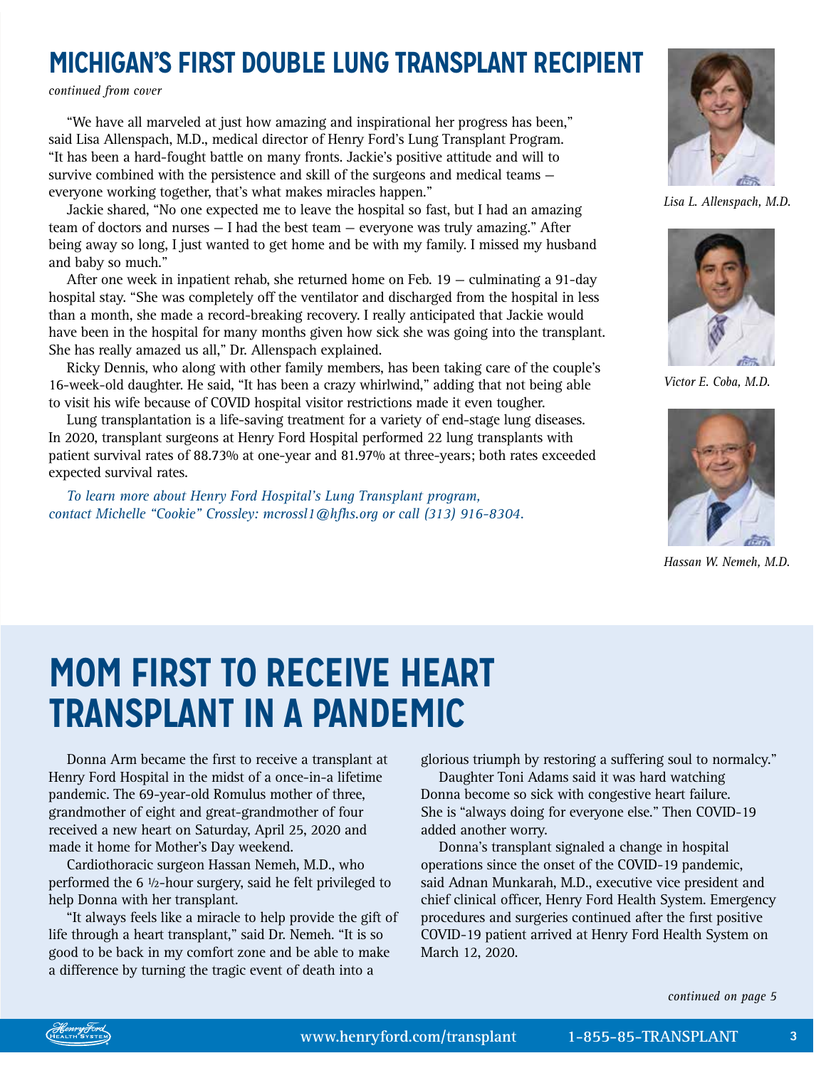# MICHIGAN'S FIRST DOUBLE LUNG TRANSPLANT RECIPIENT

*continued from cover*

"We have all marveled at just how amazing and inspirational her progress has been," said Lisa Allenspach, M.D., medical director of Henry Ford's Lung Transplant Program. "It has been a hard-fought battle on many fronts. Jackie's positive attitude and will to survive combined with the persistence and skill of the surgeons and medical teams – everyone working together, that's what makes miracles happen."

Jackie shared, "No one expected me to leave the hospital so fast, but I had an amazing team of doctors and nurses – I had the best team – everyone was truly amazing." After being away so long, I just wanted to get home and be with my family. I missed my husband and baby so much."

After one week in inpatient rehab, she returned home on Feb. 19 – culminating a 91-day hospital stay. "She was completely off the ventilator and discharged from the hospital in less than a month, she made a record-breaking recovery. I really anticipated that Jackie would have been in the hospital for many months given how sick she was going into the transplant. She has really amazed us all," Dr. Allenspach explained.

Ricky Dennis, who along with other family members, has been taking care of the couple's 16-week-old daughter. He said, "It has been a crazy whirlwind," adding that not being able to visit his wife because of COVID hospital visitor restrictions made it even tougher.

Lung transplantation is a life-saving treatment for a variety of end-stage lung diseases. In 2020, transplant surgeons at Henry Ford Hospital performed 22 lung transplants with patient survival rates of 88.73% at one-year and 81.97% at three-years; both rates exceeded expected survival rates.

*To learn more about Henry Ford Hospital's Lung Transplant program, contact Michelle "Cookie" Crossley: mcrossl1@hfhs.org or call (313) 916-8304.*

*Lisa L. Allenspach, M.D.*

*Victor E. Coba, M.D.*

*Hassan W. Nemeh, M.D.*

# MOM FIRST TO RECEIVE HEART TRANSPLANT IN A PANDEMIC

Donna Arm became the first to receive a transplant at Henry Ford Hospital in the midst of a once-in-a lifetime pandemic. The 69-year-old Romulus mother of three, grandmother of eight and great-grandmother of four received a new heart on Saturday, April 25, 2020 and made it home for Mother's Day weekend.

Cardiothoracic surgeon Hassan Nemeh, M.D., who performed the 6 ½-hour surgery, said he felt privileged to help Donna with her transplant.

"It always feels like a miracle to help provide the gift of life through a heart transplant," said Dr. Nemeh. "It is so good to be back in my comfort zone and be able to make a difference by turning the tragic event of death into a glorious triumph by restoring a suffering soul to normalcy."

Daughter Toni Adams said it was hard watching Donna become so sick with congestive heart failure. She is "always doing for everyone else." Then COVID-19 added another worry.

Donna's transplant signaled a change in hospital operations since the onset of the COVID-19 pandemic, said Adnan Munkarah, M.D., executive vice president and chief clinical officer, Henry Ford Health System. Emergency procedures and surgeries continued after the first positive COVID-19 patient arrived at Henry Ford Health System on March 12, 2020.

*continued on page 5*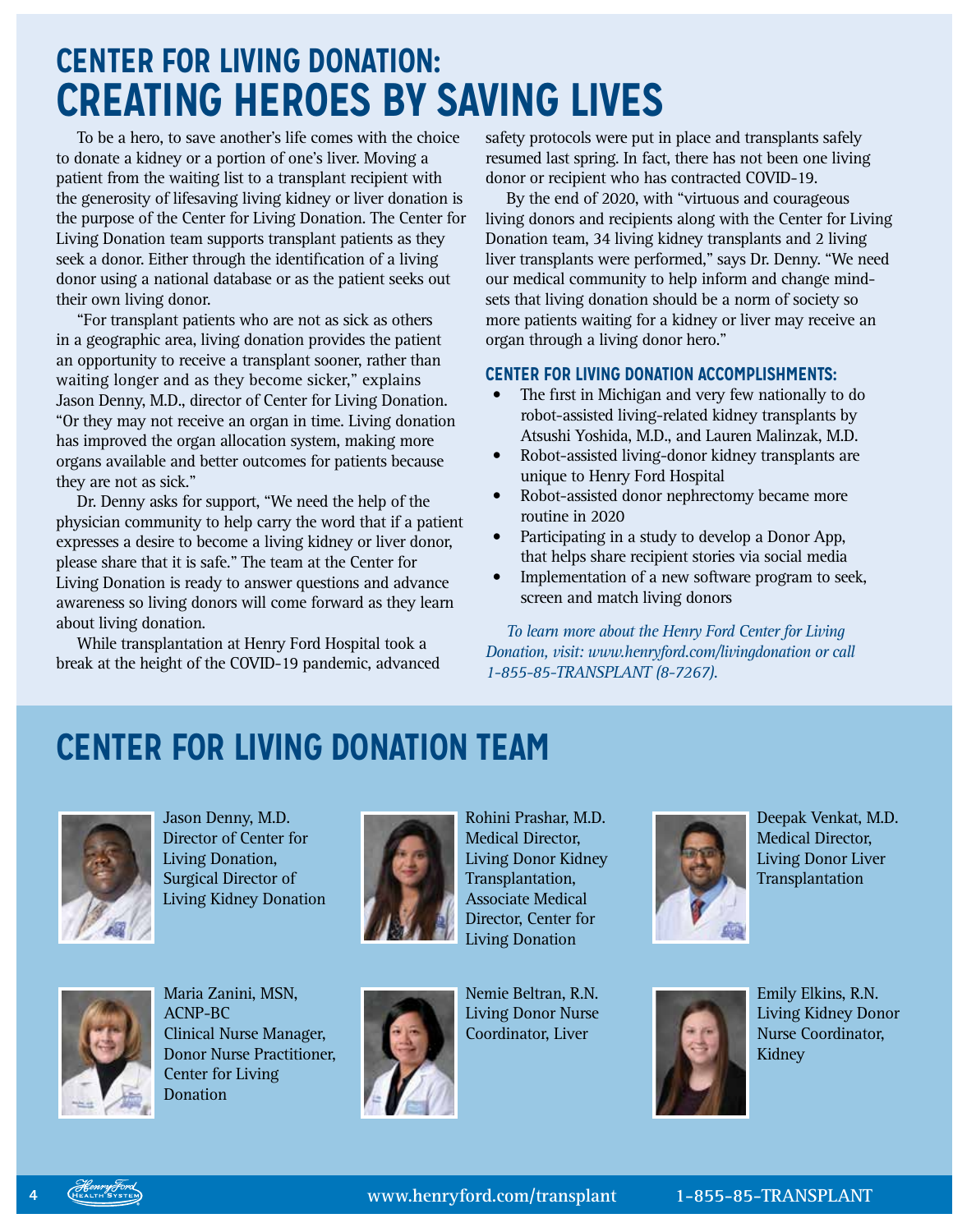# CENTER FOR LIVING DONATION: CREATING HEROES BY SAVING LIVES

To be a hero, to save another's life comes with the choice to donate a kidney or a portion of one's liver. Moving a patient from the waiting list to a transplant recipient with the generosity of lifesaving living kidney or liver donation is the purpose of the Center for Living Donation. The Center for Living Donation team supports transplant patients as they seek a donor. Either through the identification of a living donor using a national database or as the patient seeks out their own living donor.

"For transplant patients who are not as sick as others in a geographic area, living donation provides the patient an opportunity to receive a transplant sooner, rather than waiting longer and as they become sicker," explains Jason Denny, M.D., director of Center for Living Donation. "Or they may not receive an organ in time. Living donation has improved the organ allocation system, making more organs available and better outcomes for patients because they are not as sick."

Dr. Denny asks for support, "We need the help of the physician community to help carry the word that if a patient expresses a desire to become a living kidney or liver donor, please share that it is safe." The team at the Center for Living Donation is ready to answer questions and advance awareness so living donors will come forward as they learn about living donation.

While transplantation at Henry Ford Hospital took a break at the height of the COVID-19 pandemic, advanced safety protocols were put in place and transplants safely resumed last spring. In fact, there has not been one living donor or recipient who has contracted COVID-19.

By the end of 2020, with "virtuous and courageous living donors and recipients along with the Center for Living Donation team, 34 living kidney transplants and 2 living liver transplants were performed," says Dr. Denny. "We need our medical community to help inform and change mindsets that living donation should be a norm of society so more patients waiting for a kidney or liver may receive an organ through a living donor hero."

### CENTER FOR LIVING DONATION ACCOMPLISHMENTS:

- The first in Michigan and very few nationally to do robot-assisted living-related kidney transplants by Atsushi Yoshida, M.D., and Lauren Malinzak, M.D.
- Robot-assisted living-donor kidney transplants are unique to Henry Ford Hospital
- Robot-assisted donor nephrectomy became more routine in 2020
- Participating in a study to develop a Donor App, that helps share recipient stories via social media
- Implementation of a new software program to seek, screen and match living donors

*To learn more about the Henry Ford Center for Living Donation, visit: www.henryford.com/livingdonation or call 1-855-85-TRANSPLANT (8-7267).*

## CENTER FOR LIVING DONATION TEAM

Jason Denny, M.D.
Director of Center for Living Donation, Surgical Director of Living Kidney Donation

Rohini Prashar, M.D.
Medical Director, Living Donor Kidney Transplantation, Associate Medical Director, Center for Living Donation

Deepak Venkat, M.D.
Medical Director, Living Donor Liver Transplantation

Maria Zanini, MSN, ACNP-BC
Clinical Nurse Manager, Donor Nurse Practitioner, Center for Living Donation

Nemie Beltran, R.N.
Living Donor Nurse Coordinator, Liver

Emily Elkins, R.N.
Living Kidney Donor Nurse Coordinator, Kidney

www.henryford.com/transplant 1-855-85-TRANSPLANT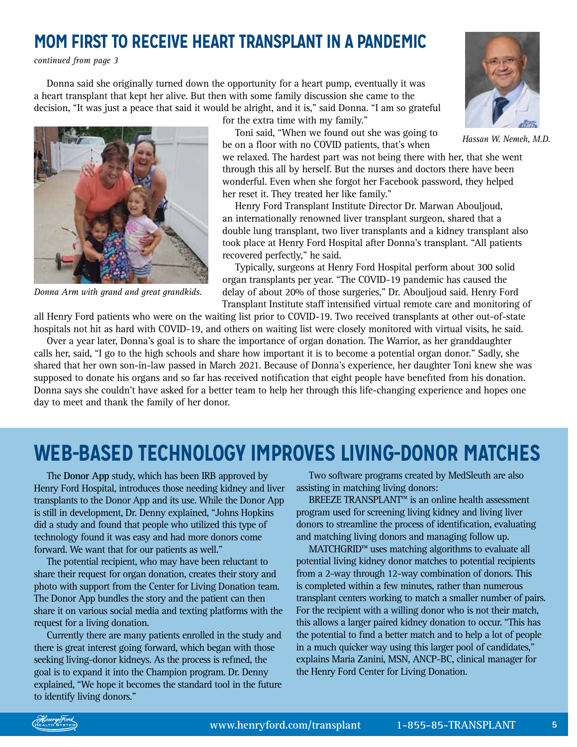## MOM FIRST TO RECEIVE HEART TRANSPLANT IN A PANDEMIC

*continued from page 3*

Donna said she originally turned down the opportunity for a heart pump, eventually it was a heart transplant that kept her alive. But then with some family discussion she came to the decision, "It was just a peace that said it would be alright, and it is," said Donna. "I am so grateful for the extra time with my family."

*Hassan W. Nemeh, M.D.*

*Donna Arm with grand and great grandkids.*

Toni said, "When we found out she was going to be on a floor with no COVID patients, that's when we relaxed. The hardest part was not being there with her, that she went through this all by herself. But the nurses and doctors there have been wonderful. Even when she forgot her Facebook password, they helped her reset it. They treated her like family."

Henry Ford Transplant Institute Director Dr. Marwan Abouljoud, an internationally renowned liver transplant surgeon, shared that a double lung transplant, two liver transplants and a kidney transplant also took place at Henry Ford Hospital after Donna's transplant. "All patients recovered perfectly," he said.

Typically, surgeons at Henry Ford Hospital perform about 300 solid organ transplants per year. "The COVID-19 pandemic has caused the delay of about 20% of those surgeries," Dr. Abouljoud said. Henry Ford Transplant Institute staff intensified virtual remote care and monitoring of all Henry Ford patients who were on the waiting list prior to COVID-19. Two received transplants at other out-of-state hospitals not hit as hard with COVID-19, and others on waiting list were closely monitored with virtual visits, he said.

Over a year later, Donna's goal is to share the importance of organ donation. The Warrior, as her granddaughter calls her, said, "I go to the high schools and share how important it is to become a potential organ donor." Sadly, she shared that her own son-in-law passed in March 2021. Because of Donna's experience, her daughter Toni knew she was supposed to donate his organs and so far has received notification that eight people have benefited from his donation. Donna says she couldn't have asked for a better team to help her through this life-changing experience and hopes one day to meet and thank the family of her donor.

## WEB-BASED TECHNOLOGY IMPROVES LIVING-DONOR MATCHES

The **Donor App** study, which has been IRB approved by Henry Ford Hospital, introduces those needing kidney and liver transplants to the Donor App and its use. While the Donor App is still in development, Dr. Denny explained, "Johns Hopkins did a study and found that people who utilized this type of technology found it was easy and had more donors come forward. We want that for our patients as well."

The potential recipient, who may have been reluctant to share their request for organ donation, creates their story and photo with support from the Center for Living Donation team. The Donor App bundles the story and the patient can then share it on various social media and texting platforms with the request for a living donation.

Currently there are many patients enrolled in the study and there is great interest going forward, which began with those seeking living-donor kidneys. As the process is refined, the goal is to expand it into the Champion program. Dr. Denny explained, "We hope it becomes the standard tool in the future to identify living donors."

Two software programs created by MedSleuth are also assisting in matching living donors:

BREEZE TRANSPLANT™ is an online health assessment program used for screening living kidney and living liver donors to streamline the process of identification, evaluating and matching living donors and managing follow up.

MATCHGRID™ uses matching algorithms to evaluate all potential living kidney donor matches to potential recipients from a 2-way through 12-way combination of donors. This is completed within a few minutes, rather than numerous transplant centers working to match a smaller number of pairs. For the recipient with a willing donor who is not their match, this allows a larger paired kidney donation to occur. "This has the potential to find a better match and to help a lot of people in a much quicker way using this larger pool of candidates," explains Maria Zanini, MSN, ANCP-BC, clinical manager for the Henry Ford Center for Living Donation.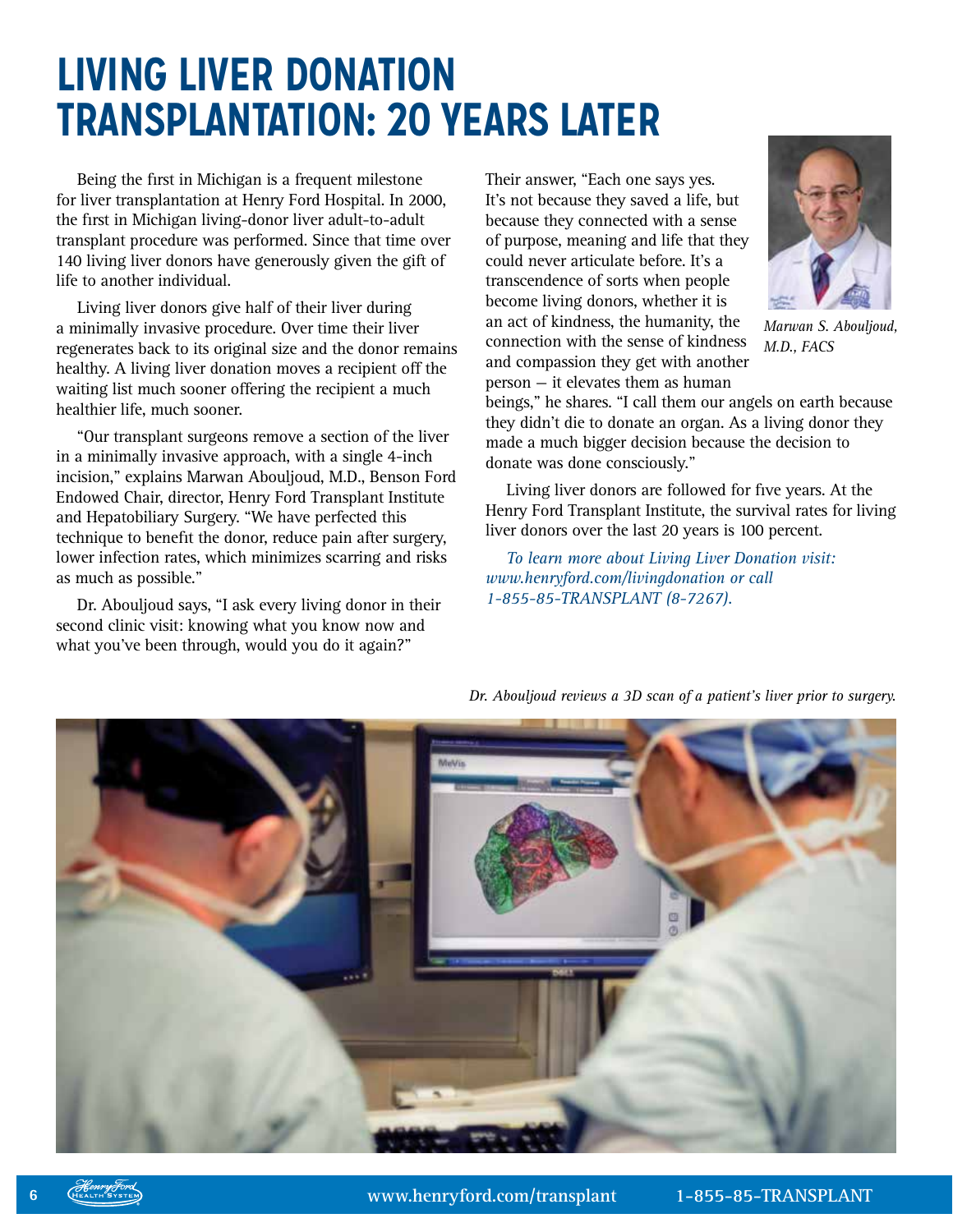# LIVING LIVER DONATION TRANSPLANTATION: 20 YEARS LATER

Being the first in Michigan is a frequent milestone for liver transplantation at Henry Ford Hospital. In 2000, the first in Michigan living-donor liver adult-to-adult transplant procedure was performed. Since that time over 140 living liver donors have generously given the gift of life to another individual.

Living liver donors give half of their liver during a minimally invasive procedure. Over time their liver regenerates back to its original size and the donor remains healthy. A living liver donation moves a recipient off the waiting list much sooner offering the recipient a much healthier life, much sooner.

"Our transplant surgeons remove a section of the liver in a minimally invasive approach, with a single 4-inch incision," explains Marwan Abouljoud, M.D., Benson Ford Endowed Chair, director, Henry Ford Transplant Institute and Hepatobiliary Surgery. "We have perfected this technique to benefit the donor, reduce pain after surgery, lower infection rates, which minimizes scarring and risks as much as possible."

Dr. Abouljoud says, "I ask every living donor in their second clinic visit: knowing what you know now and what you've been through, would you do it again?"

Their answer, "Each one says yes. It's not because they saved a life, but because they connected with a sense of purpose, meaning and life that they could never articulate before. It's a transcendence of sorts when people become living donors, whether it is an act of kindness, the humanity, the connection with the sense of kindness and compassion they get with another person – it elevates them as human beings," he shares. "I call them our angels on earth because they didn't die to donate an organ. As a living donor they made a much bigger decision because the decision to donate was done consciously."

*Marwan S. Abouljoud, M.D., FACS*

Living liver donors are followed for five years. At the Henry Ford Transplant Institute, the survival rates for living liver donors over the last 20 years is 100 percent.

*To learn more about Living Liver Donation visit: www.henryford.com/livingdonation or call 1-855-85-TRANSPLANT (8-7267).*

*Dr. Abouljoud reviews a 3D scan of a patient's liver prior to surgery.*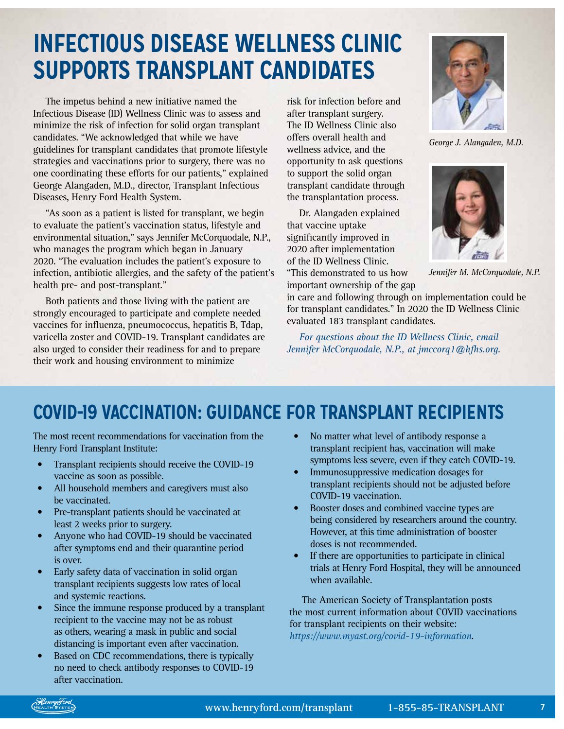# INFECTIOUS DISEASE WELLNESS CLINIC SUPPORTS TRANSPLANT CANDIDATES

The impetus behind a new initiative named the Infectious Disease (ID) Wellness Clinic was to assess and minimize the risk of infection for solid organ transplant candidates. "We acknowledged that while we have guidelines for transplant candidates that promote lifestyle strategies and vaccinations prior to surgery, there was no one coordinating these efforts for our patients," explained George Alangaden, M.D., director, Transplant Infectious Diseases, Henry Ford Health System.

"As soon as a patient is listed for transplant, we begin to evaluate the patient's vaccination status, lifestyle and environmental situation," says Jennifer McCorquodale, N.P., who manages the program which began in January 2020. "The evaluation includes the patient's exposure to infection, antibiotic allergies, and the safety of the patient's health pre- and post-transplant."

Both patients and those living with the patient are strongly encouraged to participate and complete needed vaccines for influenza, pneumococcus, hepatitis B, Tdap, varicella zoster and COVID-19. Transplant candidates are also urged to consider their readiness for and to prepare their work and housing environment to minimize risk for infection before and after transplant surgery. The ID Wellness Clinic also offers overall health and wellness advice, and the opportunity to ask questions to support the solid organ transplant candidate through the transplantation process.

Dr. Alangaden explained that vaccine uptake significantly improved in 2020 after implementation of the ID Wellness Clinic. "This demonstrated to us how important ownership of the gap in care and following through on implementation could be for transplant candidates." In 2020 the ID Wellness Clinic evaluated 183 transplant candidates.

*For questions about the ID Wellness Clinic, email Jennifer McCorquodale, N.P., at jmccorq1@hfhs.org.*

*George J. Alangaden, M.D.*

*Jennifer M. McCorquodale, N.P.*

# COVID-19 VACCINATION: GUIDANCE FOR TRANSPLANT RECIPIENTS

The most recent recommendations for vaccination from the Henry Ford Transplant Institute:

- Transplant recipients should receive the COVID-19 vaccine as soon as possible.
- All household members and caregivers must also be vaccinated.
- Pre-transplant patients should be vaccinated at least 2 weeks prior to surgery.
- Anyone who had COVID-19 should be vaccinated after symptoms end and their quarantine period is over.
- Early safety data of vaccination in solid organ transplant recipients suggests low rates of local and systemic reactions.
- Since the immune response produced by a transplant recipient to the vaccine may not be as robust as others, wearing a mask in public and social distancing is important even after vaccination.
- Based on CDC recommendations, there is typically no need to check antibody responses to COVID-19 after vaccination.
- No matter what level of antibody response a transplant recipient has, vaccination will make symptoms less severe, even if they catch COVID-19.
- Immunosuppressive medication dosages for transplant recipients should not be adjusted before COVID-19 vaccination.
- Booster doses and combined vaccine types are being considered by researchers around the country. However, at this time administration of booster doses is not recommended.
- If there are opportunities to participate in clinical trials at Henry Ford Hospital, they will be announced when available.

The American Society of Transplantation posts the most current information about COVID vaccinations for transplant recipients on their website: *https://www.myast.org/covid-19-information*.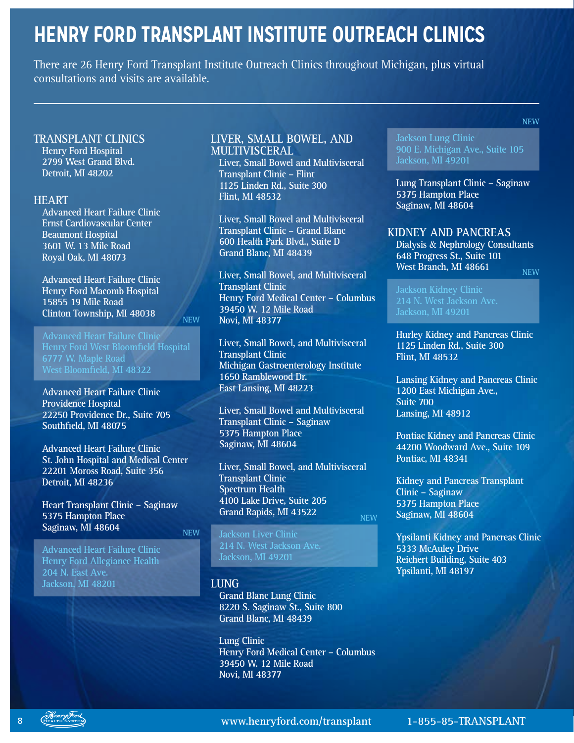# HENRY FORD TRANSPLANT INSTITUTE OUTREACH CLINICS

There are 26 Henry Ford Transplant Institute Outreach Clinics throughout Michigan, plus virtual consultations and visits are available.

## TRANSPLANT CLINICS

Henry Ford Hospital
2799 West Grand Blvd.
Detroit, MI 48202

## HEART

Advanced Heart Failure Clinic
Ernst Cardiovascular Center
Beaumont Hospital
3601 W. 13 Mile Road
Royal Oak, MI 48073

Advanced Heart Failure Clinic
Henry Ford Macomb Hospital
15855 19 Mile Road
Clinton Township, MI 48038

NEW

Advanced Heart Failure Clinic
Henry Ford West Bloomfield Hospital
6777 W. Maple Road
West Bloomfield, MI 48322

Advanced Heart Failure Clinic
Providence Hospital
22250 Providence Dr., Suite 705
Southfield, MI 48075

Advanced Heart Failure Clinic
St. John Hospital and Medical Center
22201 Moross Road, Suite 356
Detroit, MI 48236

Heart Transplant Clinic – Saginaw
5375 Hampton Place
Saginaw, MI 48604

NEW

Advanced Heart Failure Clinic
Henry Ford Allegiance Health
204 N. East Ave.
Jackson, MI 48201

## LIVER, SMALL BOWEL, AND MULTIVISCERAL

Liver, Small Bowel and Multivisceral
Transplant Clinic – Flint
1125 Linden Rd., Suite 300
Flint, MI 48532

Liver, Small Bowel and Multivisceral
Transplant Clinic – Grand Blanc
600 Health Park Blvd., Suite D
Grand Blanc, MI 48439

Liver, Small Bowel, and Multivisceral
Transplant Clinic
Henry Ford Medical Center – Columbus
39450 W. 12 Mile Road
Novi, MI 48377

Liver, Small Bowel, and Multivisceral
Transplant Clinic
Michigan Gastroenterology Institute
1650 Ramblewood Dr.
East Lansing, MI 48223

Liver, Small Bowel and Multivisceral
Transplant Clinic – Saginaw
5375 Hampton Place
Saginaw, MI 48604

Liver, Small Bowel, and Multivisceral
Transplant Clinic
Spectrum Health
4100 Lake Drive, Suite 205
Grand Rapids, MI 43522

NEW

Jackson Liver Clinic
214 N. West Jackson Ave.
Jackson, MI 49201

## LUNG

Grand Blanc Lung Clinic
8220 S. Saginaw St., Suite 800
Grand Blanc, MI 48439

Lung Clinic
Henry Ford Medical Center – Columbus
39450 W. 12 Mile Road
Novi, MI 48377

NEW

Jackson Lung Clinic
900 E. Michigan Ave., Suite 105
Jackson, MI 49201

Lung Transplant Clinic – Saginaw
5375 Hampton Place
Saginaw, MI 48604

## KIDNEY AND PANCREAS

Dialysis & Nephrology Consultants
648 Progress St., Suite 101
West Branch, MI 48661

NEW

Jackson Kidney Clinic
214 N. West Jackson Ave.
Jackson, MI 49201

Hurley Kidney and Pancreas Clinic
1125 Linden Rd., Suite 300
Flint, MI 48532

Lansing Kidney and Pancreas Clinic
1200 East Michigan Ave.,
Suite 700
Lansing, MI 48912

Pontiac Kidney and Pancreas Clinic
44200 Woodward Ave., Suite 109
Pontiac, MI 48341

Kidney and Pancreas Transplant
Clinic – Saginaw
5375 Hampton Place
Saginaw, MI 48604

Ypsilanti Kidney and Pancreas Clinic
5333 McAuley Drive
Reichert Building, Suite 403
Ypsilanti, MI 48197

www.henryford.com/transplant 1-855-85-TRANSPLANT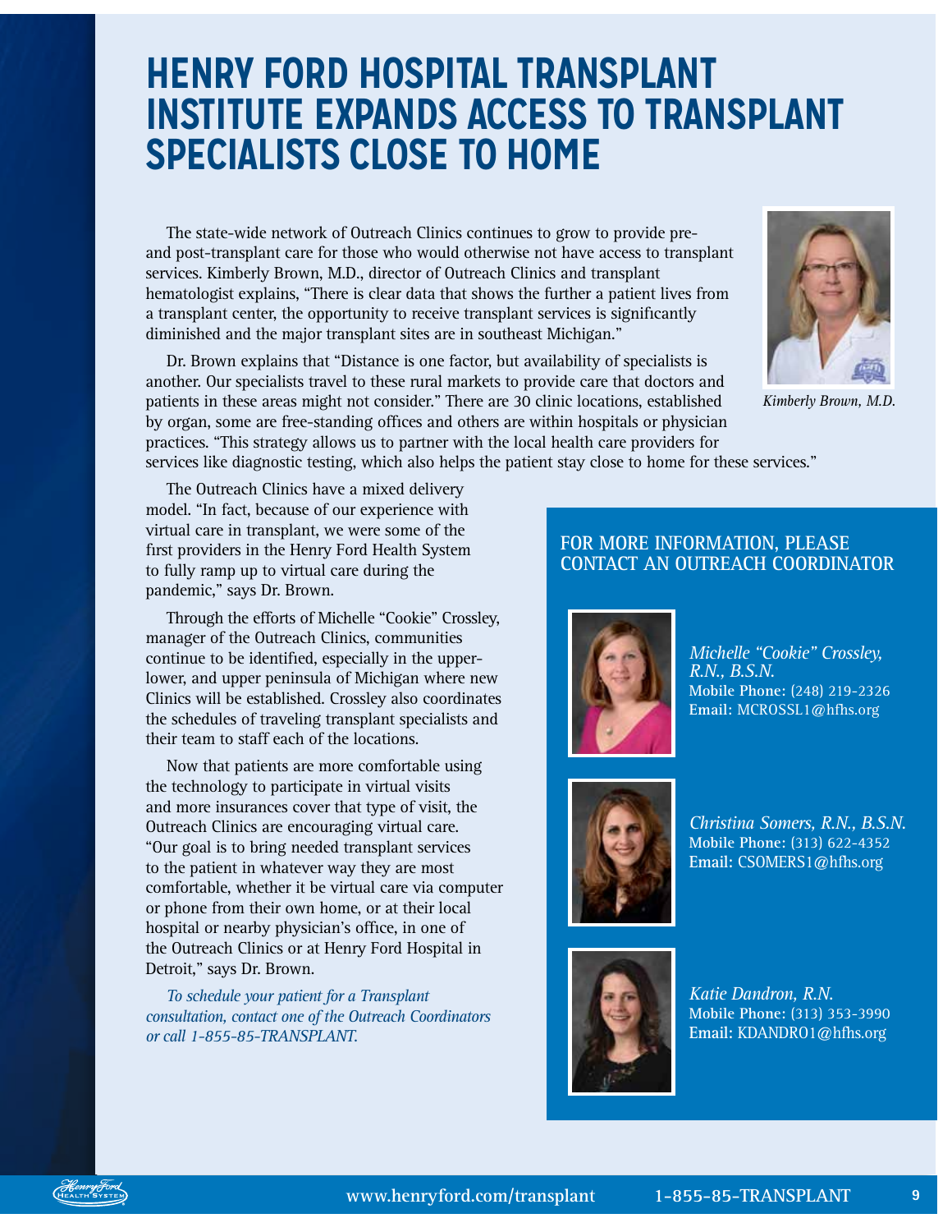# HENRY FORD HOSPITAL TRANSPLANT INSTITUTE EXPANDS ACCESS TO TRANSPLANT SPECIALISTS CLOSE TO HOME

The state-wide network of Outreach Clinics continues to grow to provide pre- and post-transplant care for those who would otherwise not have access to transplant services. Kimberly Brown, M.D., director of Outreach Clinics and transplant hematologist explains, "There is clear data that shows the further a patient lives from a transplant center, the opportunity to receive transplant services is significantly diminished and the major transplant sites are in southeast Michigan."

*Kimberly Brown, M.D.*

Dr. Brown explains that "Distance is one factor, but availability of specialists is another. Our specialists travel to these rural markets to provide care that doctors and patients in these areas might not consider." There are 30 clinic locations, established by organ, some are free-standing offices and others are within hospitals or physician practices. "This strategy allows us to partner with the local health care providers for services like diagnostic testing, which also helps the patient stay close to home for these services."

The Outreach Clinics have a mixed delivery model. "In fact, because of our experience with virtual care in transplant, we were some of the first providers in the Henry Ford Health System to fully ramp up to virtual care during the pandemic," says Dr. Brown.

Through the efforts of Michelle "Cookie" Crossley, manager of the Outreach Clinics, communities continue to be identified, especially in the upper-lower, and upper peninsula of Michigan where new Clinics will be established. Crossley also coordinates the schedules of traveling transplant specialists and their team to staff each of the locations.

Now that patients are more comfortable using the technology to participate in virtual visits and more insurances cover that type of visit, the Outreach Clinics are encouraging virtual care. "Our goal is to bring needed transplant services to the patient in whatever way they are most comfortable, whether it be virtual care via computer or phone from their own home, or at their local hospital or nearby physician's office, in one of the Outreach Clinics or at Henry Ford Hospital in Detroit," says Dr. Brown.

*To schedule your patient for a Transplant consultation, contact one of the Outreach Coordinators or call 1-855-85-TRANSPLANT.*

## FOR MORE INFORMATION, PLEASE CONTACT AN OUTREACH COORDINATOR

*Michelle "Cookie" Crossley, R.N., B.S.N.*
**Mobile Phone:** (248) 219-2326
**Email:** MCROSSL1@hfhs.org

*Christina Somers, R.N., B.S.N.*
**Mobile Phone:** (313) 622-4352
**Email:** CSOMERS1@hfhs.org

*Katie Dandron, R.N.*
**Mobile Phone:** (313) 353-3990
**Email:** KDANDRO1@hfhs.org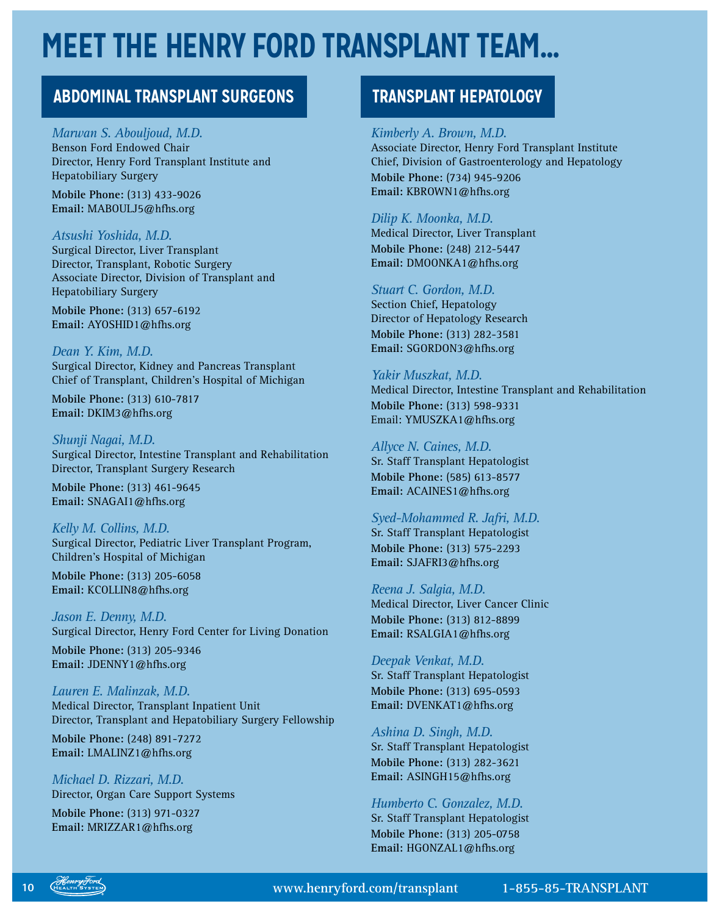# MEET THE HENRY FORD TRANSPLANT TEAM...

## ABDOMINAL TRANSPLANT SURGEONS

*Marwan S. Abouljoud, M.D.*
Benson Ford Endowed Chair
Director, Henry Ford Transplant Institute and Hepatobiliary Surgery

**Mobile Phone:** (313) 433-9026
**Email:** MABOULJ5@hfhs.org

*Atsushi Yoshida, M.D.*
Surgical Director, Liver Transplant
Director, Transplant, Robotic Surgery
Associate Director, Division of Transplant and Hepatobiliary Surgery

**Mobile Phone:** (313) 657-6192
**Email:** AYOSHID1@hfhs.org

*Dean Y. Kim, M.D.*
Surgical Director, Kidney and Pancreas Transplant
Chief of Transplant, Children's Hospital of Michigan

**Mobile Phone:** (313) 610-7817
**Email:** DKIM3@hfhs.org

*Shunji Nagai, M.D.*
Surgical Director, Intestine Transplant and Rehabilitation
Director, Transplant Surgery Research

**Mobile Phone:** (313) 461-9645
**Email:** SNAGAI1@hfhs.org

*Kelly M. Collins, M.D.*
Surgical Director, Pediatric Liver Transplant Program, Children's Hospital of Michigan

**Mobile Phone:** (313) 205-6058
**Email:** KCOLLIN8@hfhs.org

*Jason E. Denny, M.D.*
Surgical Director, Henry Ford Center for Living Donation

**Mobile Phone:** (313) 205-9346
**Email:** JDENNY1@hfhs.org

*Lauren E. Malinzak, M.D.*
Medical Director, Transplant Inpatient Unit
Director, Transplant and Hepatobiliary Surgery Fellowship

**Mobile Phone:** (248) 891-7272
**Email:** LMALINZ1@hfhs.org

*Michael D. Rizzari, M.D.*
Director, Organ Care Support Systems

**Mobile Phone:** (313) 971-0327
**Email:** MRIZZAR1@hfhs.org

## TRANSPLANT HEPATOLOGY

*Kimberly A. Brown, M.D.*
Associate Director, Henry Ford Transplant Institute
Chief, Division of Gastroenterology and Hepatology

**Mobile Phone:** (734) 945-9206
**Email:** KBROWN1@hfhs.org

*Dilip K. Moonka, M.D.*
Medical Director, Liver Transplant

**Mobile Phone:** (248) 212-5447
**Email:** DMOONKA1@hfhs.org

*Stuart C. Gordon, M.D.*
Section Chief, Hepatology
Director of Hepatology Research

**Mobile Phone:** (313) 282-3581
**Email:** SGORDON3@hfhs.org

*Yakir Muszkat, M.D.*
Medical Director, Intestine Transplant and Rehabilitation

**Mobile Phone:** (313) 598-9331
Email: YMUSZKA1@hfhs.org

*Allyce N. Caines, M.D.*
Sr. Staff Transplant Hepatologist

**Mobile Phone:** (585) 613-8577
**Email:** ACAINES1@hfhs.org

*Syed-Mohammed R. Jafri, M.D.*
Sr. Staff Transplant Hepatologist

**Mobile Phone:** (313) 575-2293
**Email:** SJAFRI3@hfhs.org

*Reena J. Salgia, M.D.*
Medical Director, Liver Cancer Clinic

**Mobile Phone:** (313) 812-8899
**Email:** RSALGIA1@hfhs.org

*Deepak Venkat, M.D.*
Sr. Staff Transplant Hepatologist

**Mobile Phone:** (313) 695-0593
**Email:** DVENKAT1@hfhs.org

*Ashina D. Singh, M.D.*
Sr. Staff Transplant Hepatologist

**Mobile Phone:** (313) 282-3621
**Email:** ASINGH15@hfhs.org

*Humberto C. Gonzalez, M.D.*
Sr. Staff Transplant Hepatologist

**Mobile Phone:** (313) 205-0758
**Email:** HGONZAL1@hfhs.org

www.henryford.com/transplant 1-855-85-TRANSPLANT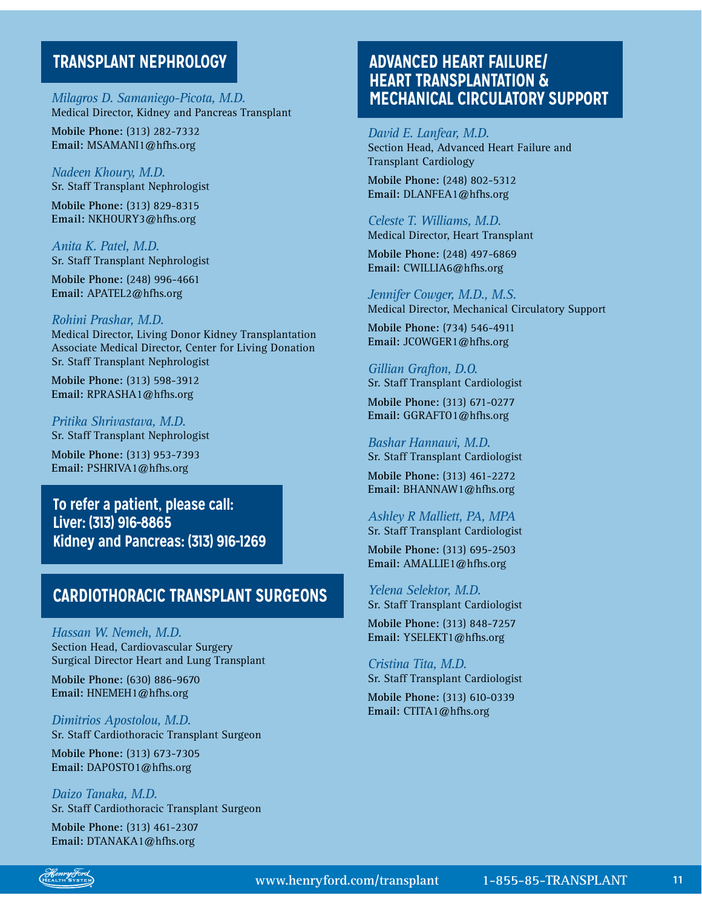## TRANSPLANT NEPHROLOGY

*Milagros D. Samaniego-Picota, M.D.*
Medical Director, Kidney and Pancreas Transplant

**Mobile Phone:** (313) 282-7332
**Email:** MSAMANI1@hfhs.org

*Nadeen Khoury, M.D.*
Sr. Staff Transplant Nephrologist

**Mobile Phone:** (313) 829-8315
**Email:** NKHOURY3@hfhs.org

*Anita K. Patel, M.D.*
Sr. Staff Transplant Nephrologist

**Mobile Phone:** (248) 996-4661
**Email:** APATEL2@hfhs.org

*Rohini Prashar, M.D.*
Medical Director, Living Donor Kidney Transplantation
Associate Medical Director, Center for Living Donation
Sr. Staff Transplant Nephrologist

**Mobile Phone:** (313) 598-3912
**Email:** RPRASHA1@hfhs.org

*Pritika Shrivastava, M.D.*
Sr. Staff Transplant Nephrologist

**Mobile Phone:** (313) 953-7393
**Email:** PSHRIVA1@hfhs.org

**To refer a patient, please call:**
**Liver: (313) 916-8865**
**Kidney and Pancreas: (313) 916-1269**

## CARDIOTHORACIC TRANSPLANT SURGEONS

*Hassan W. Nemeh, M.D.*
Section Head, Cardiovascular Surgery
Surgical Director Heart and Lung Transplant

**Mobile Phone:** (630) 886-9670
**Email:** HNEMEH1@hfhs.org

*Dimitrios Apostolou, M.D.*
Sr. Staff Cardiothoracic Transplant Surgeon

**Mobile Phone:** (313) 673-7305
**Email:** DAPOSTO1@hfhs.org

*Daizo Tanaka, M.D.*
Sr. Staff Cardiothoracic Transplant Surgeon

**Mobile Phone:** (313) 461-2307
**Email:** DTANAKA1@hfhs.org

## ADVANCED HEART FAILURE/ HEART TRANSPLANTATION & MECHANICAL CIRCULATORY SUPPORT

*David E. Lanfear, M.D.*
Section Head, Advanced Heart Failure and Transplant Cardiology

**Mobile Phone:** (248) 802-5312
**Email:** DLANFEA1@hfhs.org

*Celeste T. Williams, M.D.*
Medical Director, Heart Transplant

**Mobile Phone:** (248) 497-6869
**Email:** CWILLIA6@hfhs.org

*Jennifer Cowger, M.D., M.S.*
Medical Director, Mechanical Circulatory Support

**Mobile Phone:** (734) 546-4911
**Email:** JCOWGER1@hfhs.org

*Gillian Grafton, D.O.*
Sr. Staff Transplant Cardiologist

**Mobile Phone:** (313) 671-0277
**Email:** GGRAFTO1@hfhs.org

*Bashar Hannawi, M.D.*
Sr. Staff Transplant Cardiologist

**Mobile Phone:** (313) 461-2272
**Email:** BHANNAW1@hfhs.org

*Ashley R Malliett, PA, MPA*
Sr. Staff Transplant Cardiologist

**Mobile Phone:** (313) 695-2503
**Email:** AMALLIE1@hfhs.org

*Yelena Selektor, M.D.*
Sr. Staff Transplant Cardiologist

**Mobile Phone:** (313) 848-7257
**Email:** YSELEKT1@hfhs.org

*Cristina Tita, M.D.*
Sr. Staff Transplant Cardiologist

**Mobile Phone:** (313) 610-0339
**Email:** CTITA1@hfhs.org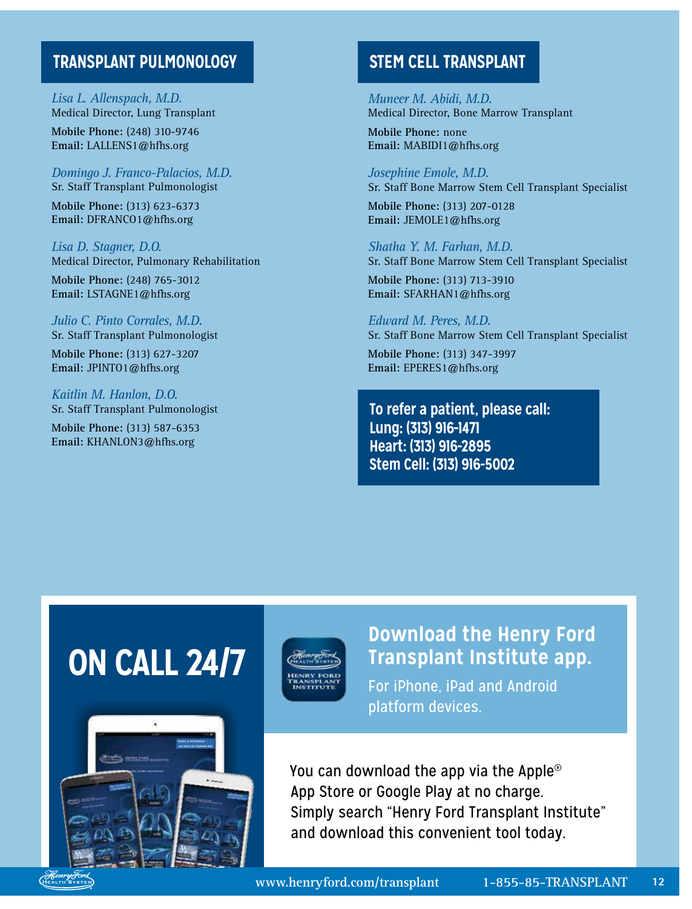## TRANSPLANT PULMONOLOGY

*Lisa L. Allenspach, M.D.*
Medical Director, Lung Transplant

**Mobile Phone:** (248) 310-9746
**Email:** LALLENS1@hfhs.org

*Domingo J. Franco-Palacios, M.D.*
Sr. Staff Transplant Pulmonologist

**Mobile Phone:** (313) 623-6373
**Email:** DFRANCO1@hfhs.org

*Lisa D. Stagner, D.O.*
Medical Director, Pulmonary Rehabilitation

**Mobile Phone:** (248) 765-3012
**Email:** LSTAGNE1@hfhs.org

*Julio C. Pinto Corrales, M.D.*
Sr. Staff Transplant Pulmonologist

**Mobile Phone:** (313) 627-3207
**Email:** JPINTO1@hfhs.org

*Kaitlin M. Hanlon, D.O.*
Sr. Staff Transplant Pulmonologist

**Mobile Phone:** (313) 587-6353
**Email:** KHANLON3@hfhs.org

## STEM CELL TRANSPLANT

*Muneer M. Abidi, M.D.*
Medical Director, Bone Marrow Transplant

**Mobile Phone:** none
**Email:** MABIDI1@hfhs.org

*Josephine Emole, M.D.*
Sr. Staff Bone Marrow Stem Cell Transplant Specialist

**Mobile Phone:** (313) 207-0128
**Email:** JEMOLE1@hfhs.org

*Shatha Y. M. Farhan, M.D.*
Sr. Staff Bone Marrow Stem Cell Transplant Specialist

**Mobile Phone:** (313) 713-3910
**Email:** SFARHAN1@hfhs.org

*Edward M. Peres, M.D.*
Sr. Staff Bone Marrow Stem Cell Transplant Specialist

**Mobile Phone:** (313) 347-3997
**Email:** EPERES1@hfhs.org

**To refer a patient, please call:**
**Lung: (313) 916-1471**
**Heart: (313) 916-2895**
**Stem Cell: (313) 916-5002**

# ON CALL 24/7

## Download the Henry Ford Transplant Institute app.

For iPhone, iPad and Android platform devices.

You can download the app via the Apple® App Store or Google Play at no charge. Simply search "Henry Ford Transplant Institute" and download this convenient tool today.

www.henryford.com/transplant 1-855-85-TRANSPLANT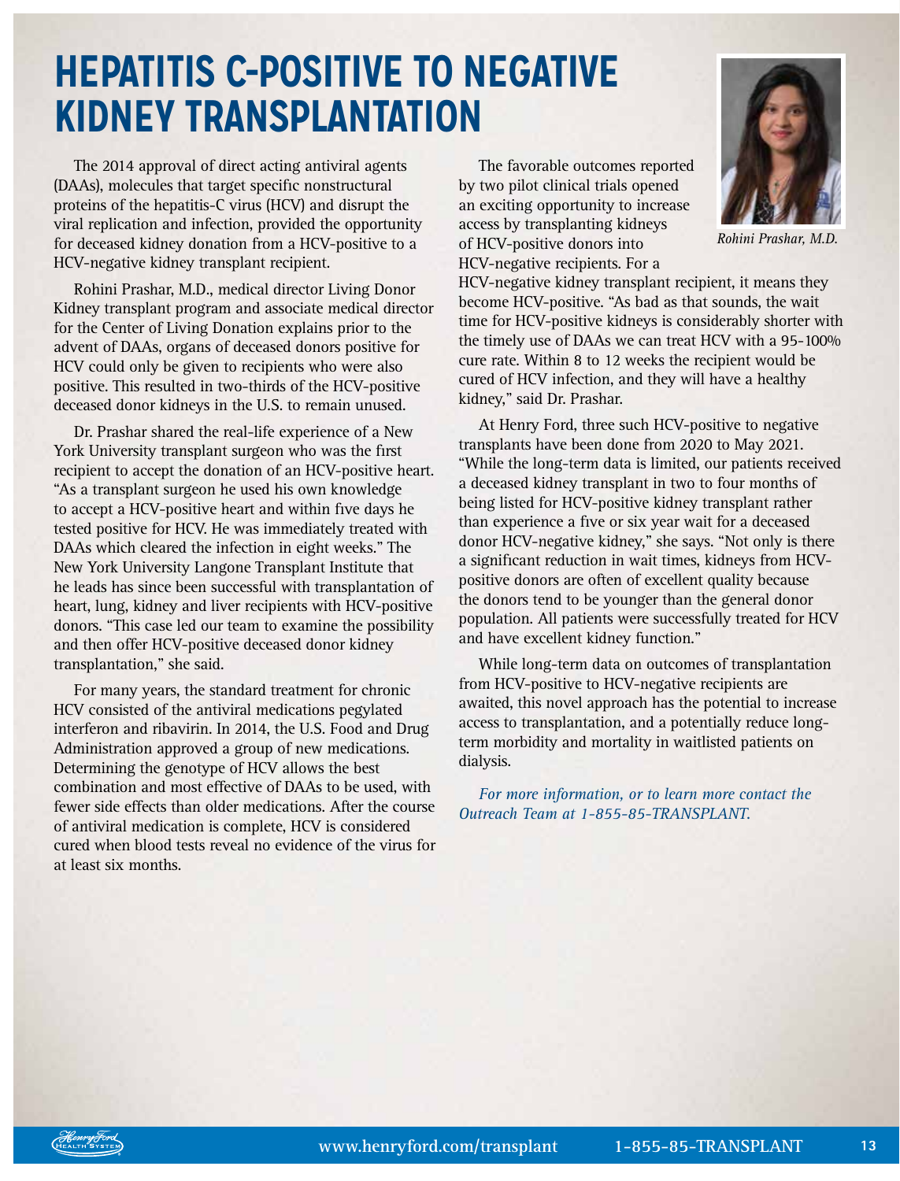# HEPATITIS C-POSITIVE TO NEGATIVE KIDNEY TRANSPLANTATION

The 2014 approval of direct acting antiviral agents (DAAs), molecules that target specific nonstructural proteins of the hepatitis-C virus (HCV) and disrupt the viral replication and infection, provided the opportunity for deceased kidney donation from a HCV-positive to a HCV-negative kidney transplant recipient.

Rohini Prashar, M.D., medical director Living Donor Kidney transplant program and associate medical director for the Center of Living Donation explains prior to the advent of DAAs, organs of deceased donors positive for HCV could only be given to recipients who were also positive. This resulted in two-thirds of the HCV-positive deceased donor kidneys in the U.S. to remain unused.

Dr. Prashar shared the real-life experience of a New York University transplant surgeon who was the first recipient to accept the donation of an HCV-positive heart. "As a transplant surgeon he used his own knowledge to accept a HCV-positive heart and within five days he tested positive for HCV. He was immediately treated with DAAs which cleared the infection in eight weeks." The New York University Langone Transplant Institute that he leads has since been successful with transplantation of heart, lung, kidney and liver recipients with HCV-positive donors. "This case led our team to examine the possibility and then offer HCV-positive deceased donor kidney transplantation," she said.

For many years, the standard treatment for chronic HCV consisted of the antiviral medications pegylated interferon and ribavirin. In 2014, the U.S. Food and Drug Administration approved a group of new medications. Determining the genotype of HCV allows the best combination and most effective of DAAs to be used, with fewer side effects than older medications. After the course of antiviral medication is complete, HCV is considered cured when blood tests reveal no evidence of the virus for at least six months.

*Rohini Prashar, M.D.*

The favorable outcomes reported by two pilot clinical trials opened an exciting opportunity to increase access by transplanting kidneys of HCV-positive donors into HCV-negative recipients. For a HCV-negative kidney transplant recipient, it means they become HCV-positive. "As bad as that sounds, the wait time for HCV-positive kidneys is considerably shorter with the timely use of DAAs we can treat HCV with a 95-100% cure rate. Within 8 to 12 weeks the recipient would be cured of HCV infection, and they will have a healthy kidney," said Dr. Prashar.

At Henry Ford, three such HCV-positive to negative transplants have been done from 2020 to May 2021. "While the long-term data is limited, our patients received a deceased kidney transplant in two to four months of being listed for HCV-positive kidney transplant rather than experience a five or six year wait for a deceased donor HCV-negative kidney," she says. "Not only is there a significant reduction in wait times, kidneys from HCV-positive donors are often of excellent quality because the donors tend to be younger than the general donor population. All patients were successfully treated for HCV and have excellent kidney function."

While long-term data on outcomes of transplantation from HCV-positive to HCV-negative recipients are awaited, this novel approach has the potential to increase access to transplantation, and a potentially reduce long-term morbidity and mortality in waitlisted patients on dialysis.

*For more information, or to learn more contact the Outreach Team at 1-855-85-TRANSPLANT.*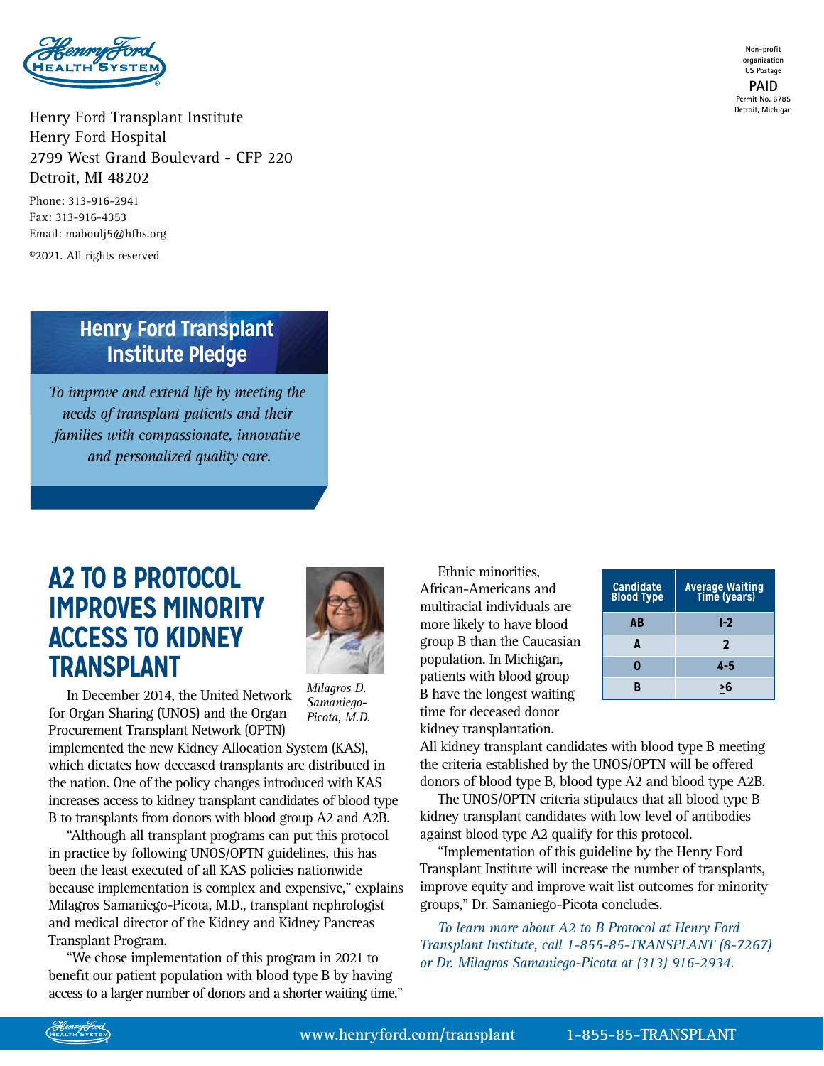Henry Ford Transplant Institute
Henry Ford Hospital
2799 West Grand Boulevard - CFP 220
Detroit, MI 48202

Phone: 313-916-2941
Fax: 313-916-4353
Email: maboulj5@hfhs.org

©2021. All rights reserved

Non-profit organization
US Postage
**PAID**
Permit No. 6785
Detroit, Michigan

## Henry Ford Transplant Institute Pledge

*To improve and extend life by meeting the needs of transplant patients and their families with compassionate, innovative and personalized quality care.*

# A2 TO B PROTOCOL IMPROVES MINORITY ACCESS TO KIDNEY TRANSPLANT

*Milagros D. Samaniego-Picota, M.D.*

In December 2014, the United Network for Organ Sharing (UNOS) and the Organ Procurement Transplant Network (OPTN) implemented the new Kidney Allocation System (KAS), which dictates how deceased transplants are distributed in the nation. One of the policy changes introduced with KAS increases access to kidney transplant candidates of blood type B to transplants from donors with blood group A2 and A2B.

"Although all transplant programs can put this protocol in practice by following UNOS/OPTN guidelines, this has been the least executed of all KAS policies nationwide because implementation is complex and expensive," explains Milagros Samaniego-Picota, M.D., transplant nephrologist and medical director of the Kidney and Kidney Pancreas Transplant Program.

"We chose implementation of this program in 2021 to benefit our patient population with blood type B by having access to a larger number of donors and a shorter waiting time."

Ethnic minorities, African-Americans and multiracial individuals are more likely to have blood group B than the Caucasian population. In Michigan, patients with blood group B have the longest waiting time for deceased donor kidney transplantation.

| Candidate Blood Type | Average Waiting Time (years) |
|---|---|
| AB | 1-2 |
| A | 2 |
| O | 4-5 |
| B | ≥6 |

All kidney transplant candidates with blood type B meeting the criteria established by the UNOS/OPTN will be offered donors of blood type B, blood type A2 and blood type A2B.

The UNOS/OPTN criteria stipulates that all blood type B kidney transplant candidates with low level of antibodies against blood type A2 qualify for this protocol.

"Implementation of this guideline by the Henry Ford Transplant Institute will increase the number of transplants, improve equity and improve wait list outcomes for minority groups," Dr. Samaniego-Picota concludes.

*To learn more about A2 to B Protocol at Henry Ford Transplant Institute, call 1-855-85-TRANSPLANT (8-7267) or Dr. Milagros Samaniego-Picota at (313) 916-2934.*

www.henryford.com/transplant 1-855-85-TRANSPLANT